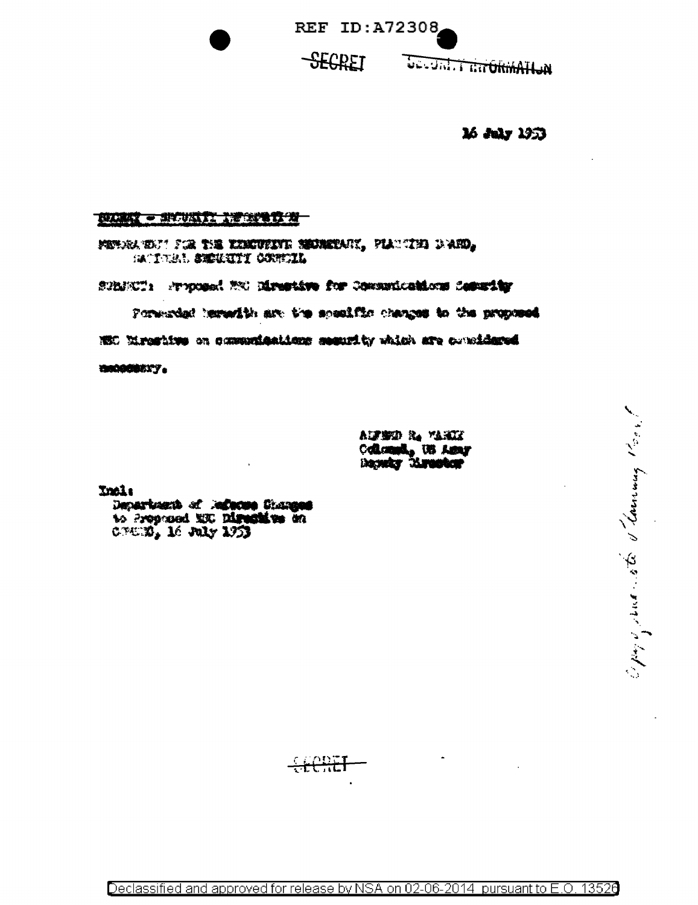REF ID:A72308

SECRET SECURITY INFORMATION

16 July 1953

SECRET - SECURITY INFORMATION

MEMORANDUM FOR THE EXECUTIVE SECRETARY, PLANNING BOARD, NATIONAL SECURITY COUNCIL

SUBJECT: Proposed NSC Directive for Communications Security

Forwarded herewith are the specific changes to the proposed NSC Directive on communications security which are considered necessary.

ALFRED R. MARCY
Colonel, US Army
Deputy Director

Incl:
Department of Defense Changes to Proposed NSC Directive on COMSEC, 16 July 1953

Copy forwarded to Planning Board

SECRET

Declassified and approved for release by NSA on 02-06-2014 pursuant to E.O. 13526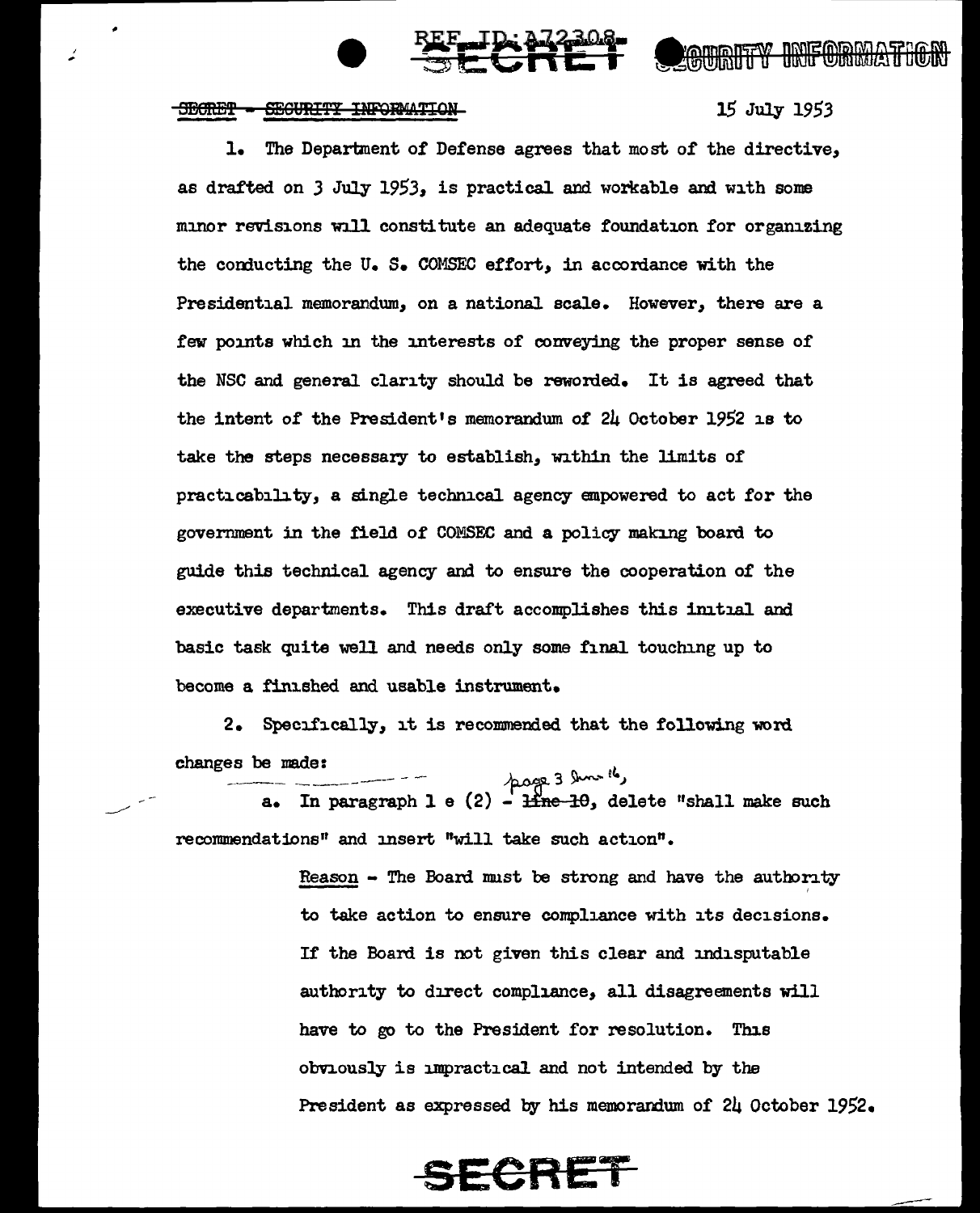SECRET - SECURITY INFORMATION

15 July 1953

1. The Department of Defense agrees that most of the directive, as drafted on 3 July 1953, is practical and workable and with some minor revisions will constitute an adequate foundation for organizing the conducting the U. S. COMSEC effort, in accordance with the Presidential memorandum, on a national scale. However, there are a few points which in the interests of conveying the proper sense of the NSC and general clarity should be reworded. It is agreed that the intent of the President's memorandum of 24 October 1952 is to take the steps necessary to establish, within the limits of practicability, a single technical agency empowered to act for the government in the field of COMSEC and a policy making board to guide this technical agency and to ensure the cooperation of the executive departments. This draft accomplishes this initial and basic task quite well and needs only some final touching up to become a finished and usable instrument.

2. Specifically, it is recommended that the following word changes be made:

a. In paragraph 1 e (2) - ~~line 10~~ page 3 line 16, delete "shall make such recommendations" and insert "will take such action".

Reason - The Board must be strong and have the authority to take action to ensure compliance with its decisions. If the Board is not given this clear and indisputable authority to direct compliance, all disagreements will have to go to the President for resolution. This obviously is impractical and not intended by the President as expressed by his memorandum of 24 October 1952.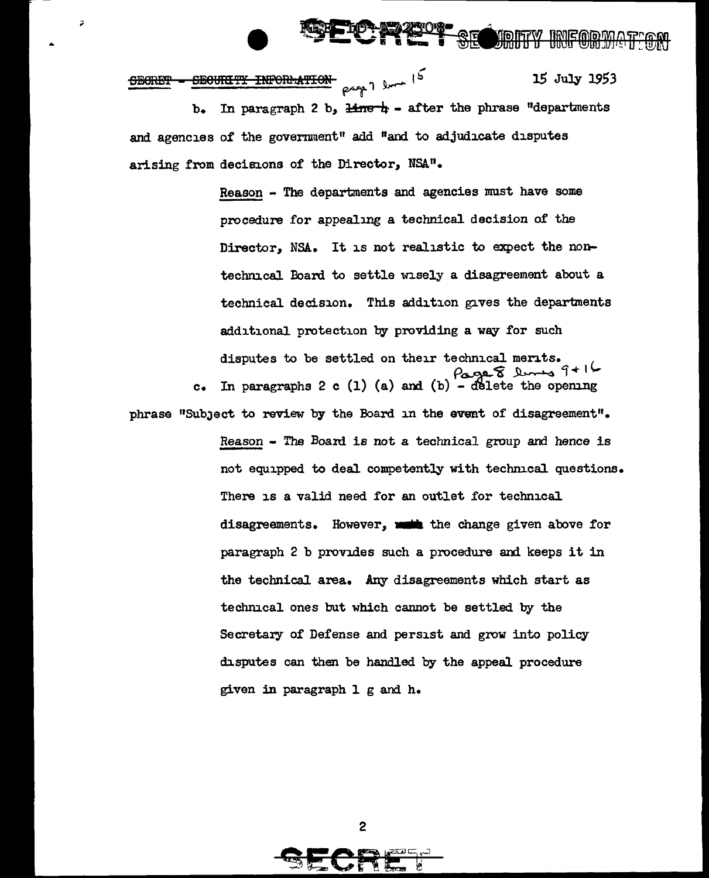SECRET - SECURITY INFORMATION page 7 line 15 15 July 1953

b. In paragraph 2 b, ~~line 4~~ - after the phrase "departments and agencies of the government" add "and to adjudicate disputes arising from decisions of the Director, NSA".

Reason - The departments and agencies must have some procedure for appealing a technical decision of the Director, NSA. It is not realistic to expect the non-technical Board to settle wisely a disagreement about a technical decision. This addition gives the departments additional protection by providing a way for such disputes to be settled on their technical merits.

Page 8 lines 9 + 16

c. In paragraphs 2 c (1) (a) and (b) - delete the opening phrase "Subject to review by the Board in the event of disagreement".

Reason - The Board is not a technical group and hence is not equipped to deal competently with technical questions. There is a valid need for an outlet for technical disagreements. However, the change given above for paragraph 2 b provides such a procedure and keeps it in the technical area. Any disagreements which start as technical ones but which cannot be settled by the Secretary of Defense and persist and grow into policy disputes can then be handled by the appeal procedure given in paragraph 1 g and h.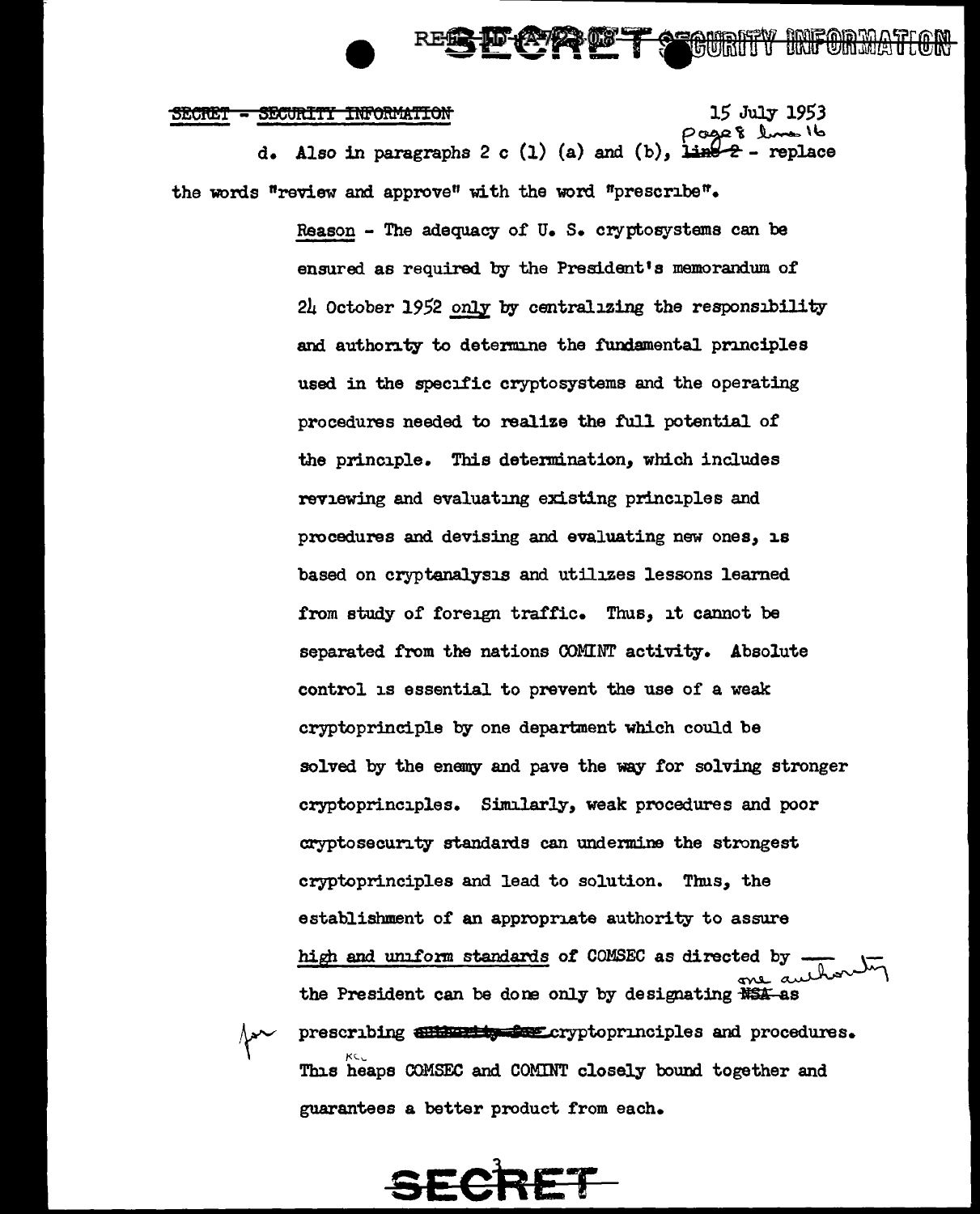SECRET - SECURITY INFORMATION

15 July 1953

d. Also in paragraphs 2 c (1) (a) and (b), Page 8 line 16 - replace the words "review and approve" with the word "prescribe".

Reason - The adequacy of U. S. cryptosystems can be ensured as required by the President's memorandum of 24 October 1952 only by centralizing the responsibility and authority to determine the fundamental principles used in the specific cryptosystems and the operating procedures needed to realize the full potential of the principle. This determination, which includes reviewing and evaluating existing principles and procedures and devising and evaluating new ones, is based on cryptanalysis and utilizes lessons learned from study of foreign traffic. Thus, it cannot be separated from the nations COMINT activity. Absolute control is essential to prevent the use of a weak cryptoprinciple by one department which could be solved by the enemy and pave the way for solving stronger cryptoprinciples. Similarly, weak procedures and poor cryptosecurity standards can undermine the strongest cryptoprinciples and lead to solution. Thus, the establishment of an appropriate authority to assure high and uniform standards of COMSEC as directed by the President can be done only by designating one authority for prescribing cryptoprinciples and procedures. This keeps COMSEC and COMINT closely bound together and guarantees a better product from each.

SECRET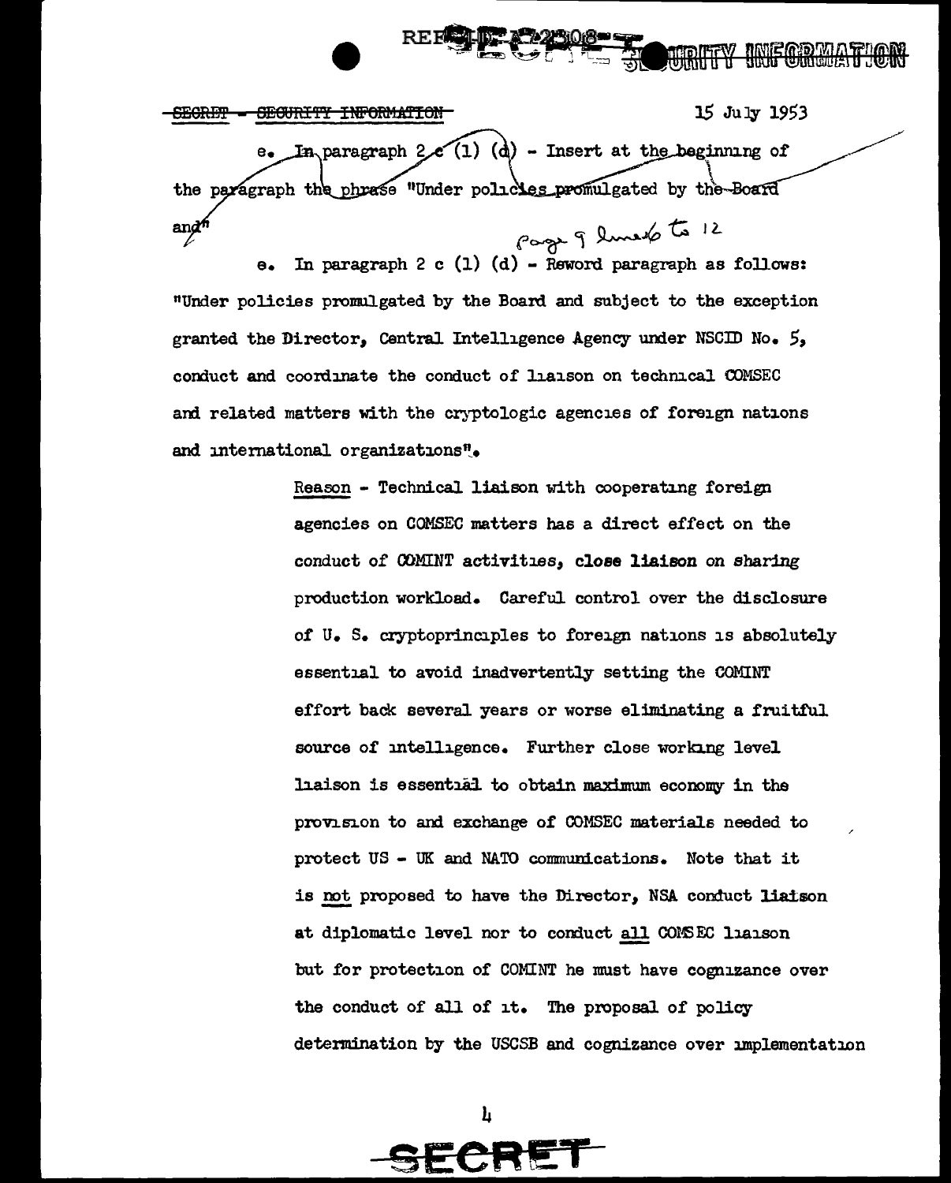SECRET - SECURITY INFORMATION

15 July 1953

e. In paragraph 2 c (1) (d) - Insert at the beginning of the paragraph the phrase "Under policies promulgated by the Board and"

Page 9 lines 6 to 12

e. In paragraph 2 c (1) (d) - Reword paragraph as follows: "Under policies promulgated by the Board and subject to the exception granted the Director, Central Intelligence Agency under NSCID No. 5, conduct and coordinate the conduct of liaison on technical COMSEC and related matters with the cryptologic agencies of foreign nations and international organizations".

> Reason - Technical liaison with cooperating foreign agencies on COMSEC matters has a direct effect on the conduct of COMINT activities, close liaison on sharing production workload. Careful control over the disclosure of U. S. cryptoprinciples to foreign nations is absolutely essential to avoid inadvertently setting the COMINT effort back several years or worse eliminating a fruitful source of intelligence. Further close working level liaison is essential to obtain maximum economy in the provision to and exchange of COMSEC materials needed to protect US - UK and NATO communications. Note that it is not proposed to have the Director, NSA conduct liaison at diplomatic level nor to conduct all COMSEC liaison but for protection of COMINT he must have cognizance over the conduct of all of it. The proposal of policy determination by the USCSB and cognizance over implementation

SECRET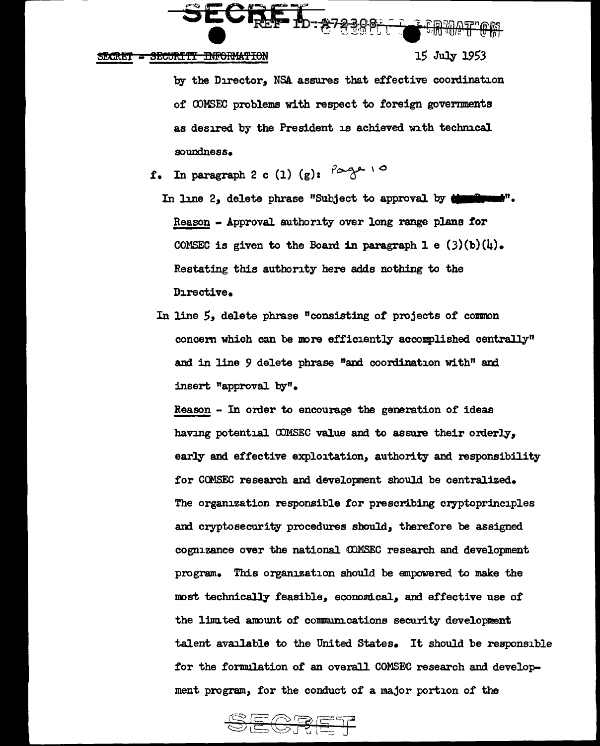by the Director, NSA assures that effective coordination of COMSEC problems with respect to foreign governments as desired by the President is achieved with technical soundness.

f. In paragraph 2 c (1) (g): Page 10

In line 2, delete phrase "Subject to approval by the Board".

Reason - Approval authority over long range plans for COMSEC is given to the Board in paragraph 1 e (3)(b)(4). Restating this authority here adds nothing to the Directive.

In line 5, delete phrase "consisting of projects of common concern which can be more efficiently accomplished centrally" and in line 9 delete phrase "and coordination with" and insert "approval by".

Reason - In order to encourage the generation of ideas having potential COMSEC value and to assure their orderly, early and effective exploitation, authority and responsibility for COMSEC research and development should be centralized. The organization responsible for prescribing cryptoprinciples and cryptosecurity procedures should, therefore be assigned cognizance over the national COMSEC research and development program. This organization should be empowered to make the most technically feasible, economical, and effective use of the limited amount of communications security development talent available to the United States. It should be responsible for the formulation of an overall COMSEC research and development program, for the conduct of a major portion of the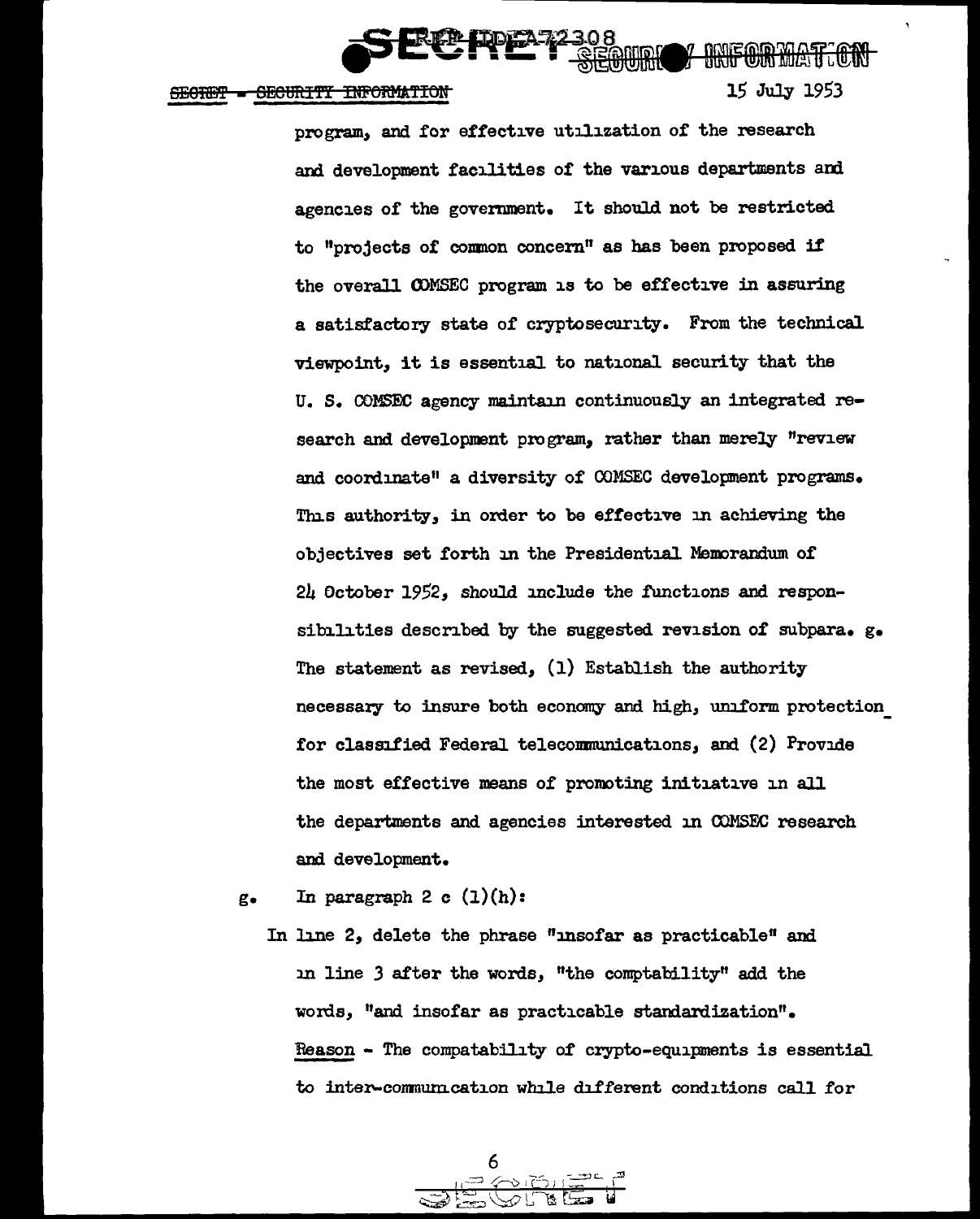program, and for effective utilization of the research and development facilities of the various departments and agencies of the government. It should not be restricted to "projects of common concern" as has been proposed if the overall COMSEC program is to be effective in assuring a satisfactory state of cryptosecurity. From the technical viewpoint, it is essential to national security that the U. S. COMSEC agency maintain continuously an integrated research and development program, rather than merely "review and coordinate" a diversity of COMSEC development programs. This authority, in order to be effective in achieving the objectives set forth in the Presidential Memorandum of 24 October 1952, should include the functions and responsibilities described by the suggested revision of subpara. g. The statement as revised, (1) Establish the authority necessary to insure both economy and high, uniform protection for classified Federal telecommunications, and (2) Provide the most effective means of promoting initiative in all the departments and agencies interested in COMSEC research and development.

g. In paragraph 2 c (1)(h):

In line 2, delete the phrase "insofar as practicable" and in line 3 after the words, "the comptability" add the words, "and insofar as practicable standardization". Reason - The compatability of crypto-equipments is essential to inter-communication while different conditions call for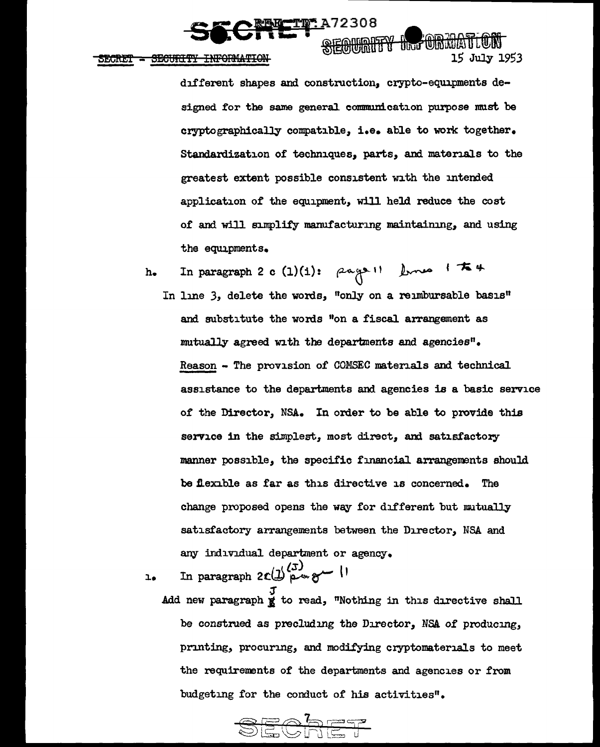different shapes and construction, crypto-equipments designed for the same general communication purpose must be cryptographically compatible, i.e. able to work together. Standardization of techniques, parts, and materials to the greatest extent possible consistent with the intended application of the equipment, will held reduce the cost of and will simplify manufacturing maintaining, and using the equipments.

h. In paragraph 2 c (1)(i): page 11 lines 1 to 4

In line 3, delete the words, "only on a reimbursable basis" and substitute the words "on a fiscal arrangement as mutually agreed with the departments and agencies".

Reason - The provision of COMSEC materials and technical assistance to the departments and agencies is a basic service of the Director, NSA. In order to be able to provide this service in the simplest, most direct, and satisfactory manner possible, the specific financial arrangements should be flexible as far as this directive is concerned. The change proposed opens the way for different but mutually satisfactory arrangements between the Director, NSA and any individual department or agency.

i. In paragraph 2c(1) (J) page 11

Add new paragraph J to read, "Nothing in this directive shall be construed as precluding the Director, NSA of producing, printing, procuring, and modifying cryptomaterials to meet the requirements of the departments and agencies or from budgeting for the conduct of his activities".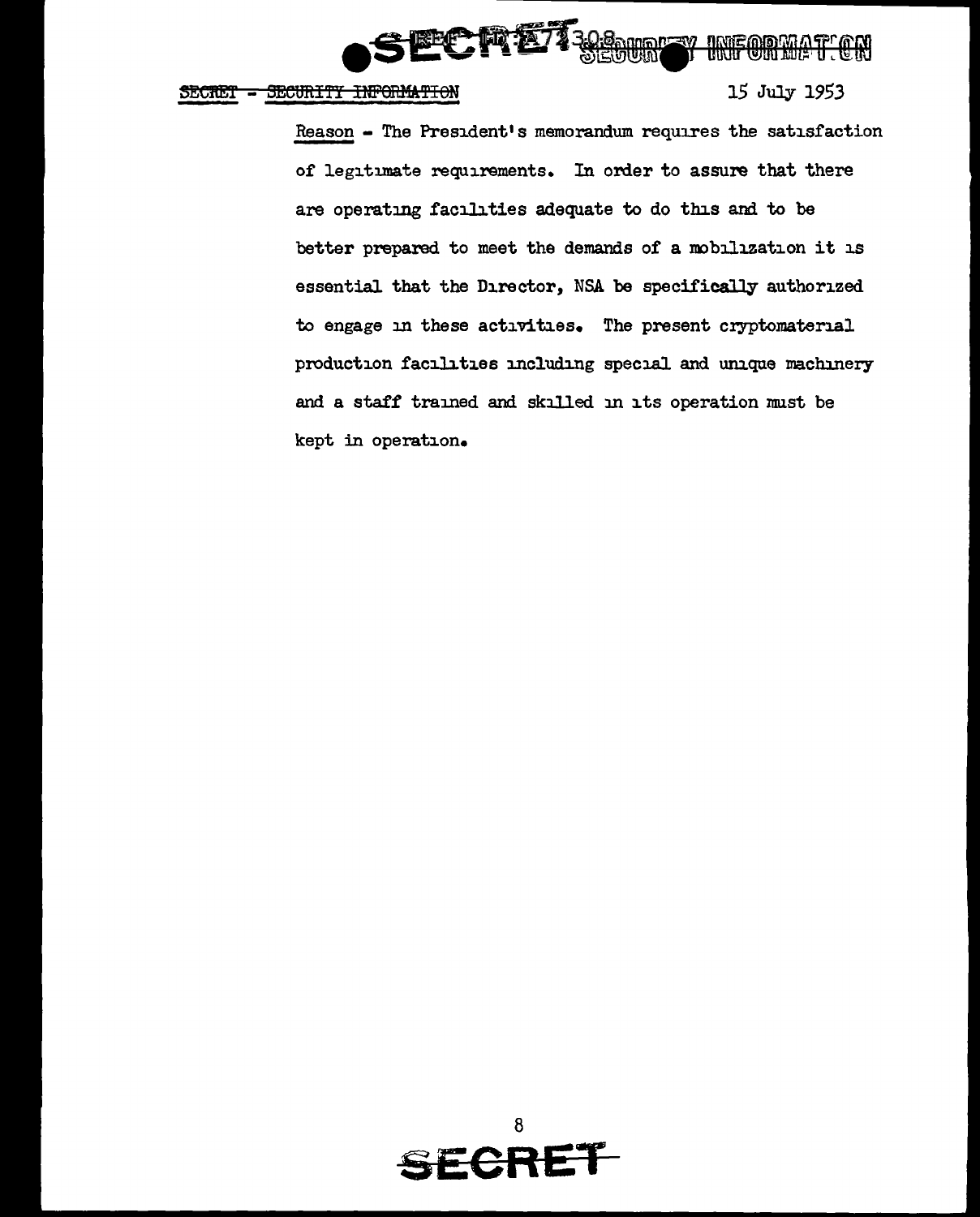Reason - The President's memorandum requires the satisfaction of legitimate requirements. In order to assure that there are operating facilities adequate to do this and to be better prepared to meet the demands of a mobilization it is essential that the Director, NSA be specifically authorized to engage in these activities. The present cryptomaterial production facilities including special and unique machinery and a staff trained and skilled in its operation must be kept in operation.